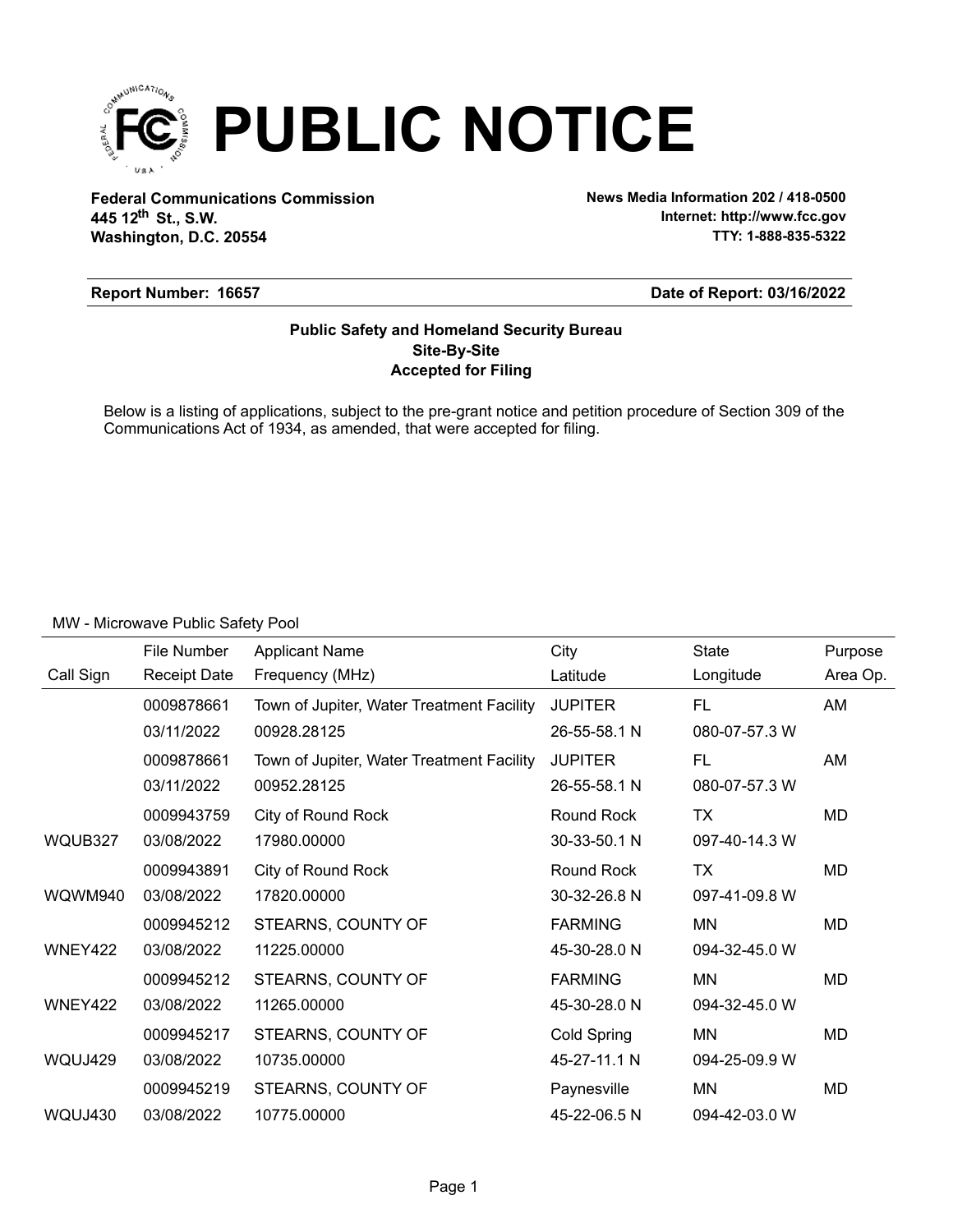# PUBLIC NOTICE

**Federal Communications Commission**
**445 12th St., S.W.**
**Washington, D.C. 20554**

**News Media Information 202 / 418-0500**
**Internet: http://www.fcc.gov**
**TTY: 1-888-835-5322**

**Report Number: 16657** **Date of Report: 03/16/2022**

**Public Safety and Homeland Security Bureau**
**Site-By-Site**
**Accepted for Filing**

Below is a listing of applications, subject to the pre-grant notice and petition procedure of Section 309 of the Communications Act of 1934, as amended, that were accepted for filing.

MW - Microwave Public Safety Pool

| Call Sign | File Number / Receipt Date | Applicant Name / Frequency (MHz) | City / Latitude | State / Longitude | Purpose / Area Op. |
|---|---|---|---|---|---|
| | 0009878661 | Town of Jupiter, Water Treatment Facility | JUPITER | FL | AM |
| | 03/11/2022 | 00928.28125 | 26-55-58.1 N | 080-07-57.3 W | |
| | 0009878661 | Town of Jupiter, Water Treatment Facility | JUPITER | FL | AM |
| | 03/11/2022 | 00952.28125 | 26-55-58.1 N | 080-07-57.3 W | |
| | 0009943759 | City of Round Rock | Round Rock | TX | MD |
| WQUB327 | 03/08/2022 | 17980.00000 | 30-33-50.1 N | 097-40-14.3 W | |
| | 0009943891 | City of Round Rock | Round Rock | TX | MD |
| WQWM940 | 03/08/2022 | 17820.00000 | 30-32-26.8 N | 097-41-09.8 W | |
| | 0009945212 | STEARNS, COUNTY OF | FARMING | MN | MD |
| WNEY422 | 03/08/2022 | 11225.00000 | 45-30-28.0 N | 094-32-45.0 W | |
| | 0009945212 | STEARNS, COUNTY OF | FARMING | MN | MD |
| WNEY422 | 03/08/2022 | 11265.00000 | 45-30-28.0 N | 094-32-45.0 W | |
| | 0009945217 | STEARNS, COUNTY OF | Cold Spring | MN | MD |
| WQUJ429 | 03/08/2022 | 10735.00000 | 45-27-11.1 N | 094-25-09.9 W | |
| | 0009945219 | STEARNS, COUNTY OF | Paynesville | MN | MD |
| WQUJ430 | 03/08/2022 | 10775.00000 | 45-22-06.5 N | 094-42-03.0 W | |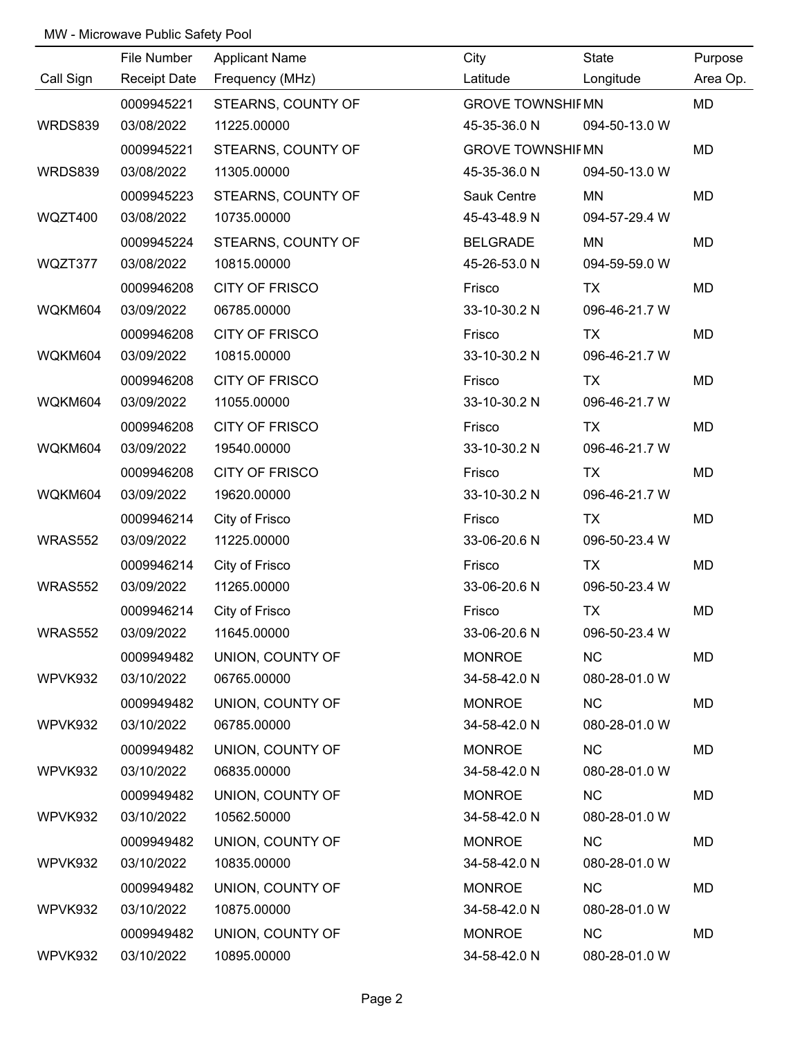MW - Microwave Public Safety Pool

| Call Sign | File Number / Receipt Date | Applicant Name / Frequency (MHz) | City / Latitude | State / Longitude | Purpose / Area Op. |
|---|---|---|---|---|---|
| | 0009945221 | STEARNS, COUNTY OF | GROVE TOWNSHIF | MN | MD |
| WRDS839 | 03/08/2022 | 11225.00000 | 45-35-36.0 N | 094-50-13.0 W | |
| | 0009945221 | STEARNS, COUNTY OF | GROVE TOWNSHIF | MN | MD |
| WRDS839 | 03/08/2022 | 11305.00000 | 45-35-36.0 N | 094-50-13.0 W | |
| | 0009945223 | STEARNS, COUNTY OF | Sauk Centre | MN | MD |
| WQZT400 | 03/08/2022 | 10735.00000 | 45-43-48.9 N | 094-57-29.4 W | |
| | 0009945224 | STEARNS, COUNTY OF | BELGRADE | MN | MD |
| WQZT377 | 03/08/2022 | 10815.00000 | 45-26-53.0 N | 094-59-59.0 W | |
| | 0009946208 | CITY OF FRISCO | Frisco | TX | MD |
| WQKM604 | 03/09/2022 | 06785.00000 | 33-10-30.2 N | 096-46-21.7 W | |
| | 0009946208 | CITY OF FRISCO | Frisco | TX | MD |
| WQKM604 | 03/09/2022 | 10815.00000 | 33-10-30.2 N | 096-46-21.7 W | |
| | 0009946208 | CITY OF FRISCO | Frisco | TX | MD |
| WQKM604 | 03/09/2022 | 11055.00000 | 33-10-30.2 N | 096-46-21.7 W | |
| | 0009946208 | CITY OF FRISCO | Frisco | TX | MD |
| WQKM604 | 03/09/2022 | 19540.00000 | 33-10-30.2 N | 096-46-21.7 W | |
| | 0009946208 | CITY OF FRISCO | Frisco | TX | MD |
| WQKM604 | 03/09/2022 | 19620.00000 | 33-10-30.2 N | 096-46-21.7 W | |
| | 0009946214 | City of Frisco | Frisco | TX | MD |
| WRAS552 | 03/09/2022 | 11225.00000 | 33-06-20.6 N | 096-50-23.4 W | |
| | 0009946214 | City of Frisco | Frisco | TX | MD |
| WRAS552 | 03/09/2022 | 11265.00000 | 33-06-20.6 N | 096-50-23.4 W | |
| | 0009946214 | City of Frisco | Frisco | TX | MD |
| WRAS552 | 03/09/2022 | 11645.00000 | 33-06-20.6 N | 096-50-23.4 W | |
| | 0009949482 | UNION, COUNTY OF | MONROE | NC | MD |
| WPVK932 | 03/10/2022 | 06765.00000 | 34-58-42.0 N | 080-28-01.0 W | |
| | 0009949482 | UNION, COUNTY OF | MONROE | NC | MD |
| WPVK932 | 03/10/2022 | 06785.00000 | 34-58-42.0 N | 080-28-01.0 W | |
| | 0009949482 | UNION, COUNTY OF | MONROE | NC | MD |
| WPVK932 | 03/10/2022 | 06835.00000 | 34-58-42.0 N | 080-28-01.0 W | |
| | 0009949482 | UNION, COUNTY OF | MONROE | NC | MD |
| WPVK932 | 03/10/2022 | 10562.50000 | 34-58-42.0 N | 080-28-01.0 W | |
| | 0009949482 | UNION, COUNTY OF | MONROE | NC | MD |
| WPVK932 | 03/10/2022 | 10835.00000 | 34-58-42.0 N | 080-28-01.0 W | |
| | 0009949482 | UNION, COUNTY OF | MONROE | NC | MD |
| WPVK932 | 03/10/2022 | 10875.00000 | 34-58-42.0 N | 080-28-01.0 W | |
| | 0009949482 | UNION, COUNTY OF | MONROE | NC | MD |
| WPVK932 | 03/10/2022 | 10895.00000 | 34-58-42.0 N | 080-28-01.0 W | |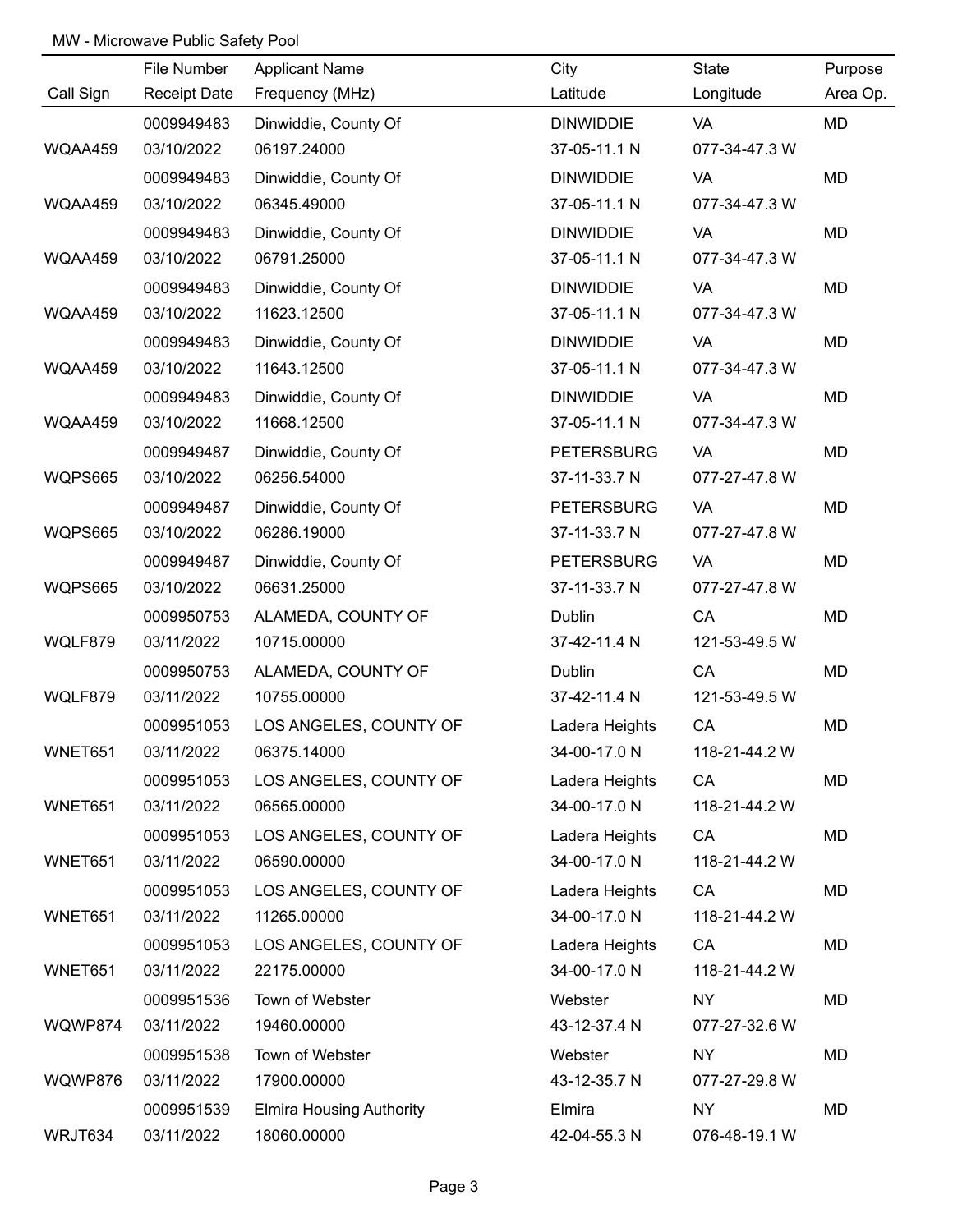MW - Microwave Public Safety Pool

| Call Sign | File Number / Receipt Date | Applicant Name / Frequency (MHz) | City / Latitude | State / Longitude | Purpose / Area Op. |
|---|---|---|---|---|---|
| | 0009949483 | Dinwiddie, County Of | DINWIDDIE | VA | MD |
| WQAA459 | 03/10/2022 | 06197.24000 | 37-05-11.1 N | 077-34-47.3 W | |
| | 0009949483 | Dinwiddie, County Of | DINWIDDIE | VA | MD |
| WQAA459 | 03/10/2022 | 06345.49000 | 37-05-11.1 N | 077-34-47.3 W | |
| | 0009949483 | Dinwiddie, County Of | DINWIDDIE | VA | MD |
| WQAA459 | 03/10/2022 | 06791.25000 | 37-05-11.1 N | 077-34-47.3 W | |
| | 0009949483 | Dinwiddie, County Of | DINWIDDIE | VA | MD |
| WQAA459 | 03/10/2022 | 11623.12500 | 37-05-11.1 N | 077-34-47.3 W | |
| | 0009949483 | Dinwiddie, County Of | DINWIDDIE | VA | MD |
| WQAA459 | 03/10/2022 | 11643.12500 | 37-05-11.1 N | 077-34-47.3 W | |
| | 0009949483 | Dinwiddie, County Of | DINWIDDIE | VA | MD |
| WQAA459 | 03/10/2022 | 11668.12500 | 37-05-11.1 N | 077-34-47.3 W | |
| | 0009949487 | Dinwiddie, County Of | PETERSBURG | VA | MD |
| WQPS665 | 03/10/2022 | 06256.54000 | 37-11-33.7 N | 077-27-47.8 W | |
| | 0009949487 | Dinwiddie, County Of | PETERSBURG | VA | MD |
| WQPS665 | 03/10/2022 | 06286.19000 | 37-11-33.7 N | 077-27-47.8 W | |
| | 0009949487 | Dinwiddie, County Of | PETERSBURG | VA | MD |
| WQPS665 | 03/10/2022 | 06631.25000 | 37-11-33.7 N | 077-27-47.8 W | |
| | 0009950753 | ALAMEDA, COUNTY OF | Dublin | CA | MD |
| WQLF879 | 03/11/2022 | 10715.00000 | 37-42-11.4 N | 121-53-49.5 W | |
| | 0009950753 | ALAMEDA, COUNTY OF | Dublin | CA | MD |
| WQLF879 | 03/11/2022 | 10755.00000 | 37-42-11.4 N | 121-53-49.5 W | |
| | 0009951053 | LOS ANGELES, COUNTY OF | Ladera Heights | CA | MD |
| WNET651 | 03/11/2022 | 06375.14000 | 34-00-17.0 N | 118-21-44.2 W | |
| | 0009951053 | LOS ANGELES, COUNTY OF | Ladera Heights | CA | MD |
| WNET651 | 03/11/2022 | 06565.00000 | 34-00-17.0 N | 118-21-44.2 W | |
| | 0009951053 | LOS ANGELES, COUNTY OF | Ladera Heights | CA | MD |
| WNET651 | 03/11/2022 | 06590.00000 | 34-00-17.0 N | 118-21-44.2 W | |
| | 0009951053 | LOS ANGELES, COUNTY OF | Ladera Heights | CA | MD |
| WNET651 | 03/11/2022 | 11265.00000 | 34-00-17.0 N | 118-21-44.2 W | |
| | 0009951053 | LOS ANGELES, COUNTY OF | Ladera Heights | CA | MD |
| WNET651 | 03/11/2022 | 22175.00000 | 34-00-17.0 N | 118-21-44.2 W | |
| | 0009951536 | Town of Webster | Webster | NY | MD |
| WQWP874 | 03/11/2022 | 19460.00000 | 43-12-37.4 N | 077-27-32.6 W | |
| | 0009951538 | Town of Webster | Webster | NY | MD |
| WQWP876 | 03/11/2022 | 17900.00000 | 43-12-35.7 N | 077-27-29.8 W | |
| | 0009951539 | Elmira Housing Authority | Elmira | NY | MD |
| WRJT634 | 03/11/2022 | 18060.00000 | 42-04-55.3 N | 076-48-19.1 W | |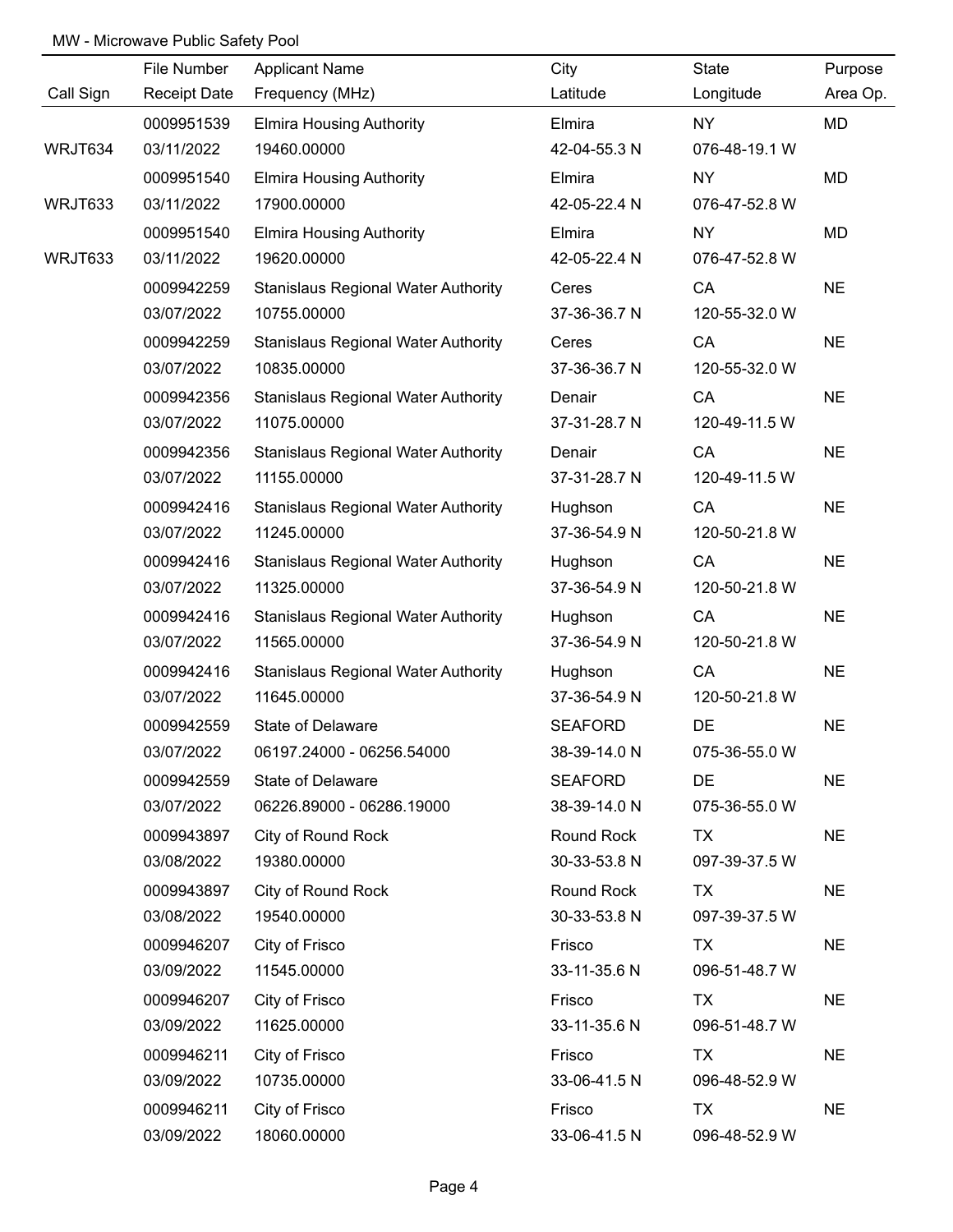MW - Microwave Public Safety Pool

| Call Sign | File Number / Receipt Date | Applicant Name / Frequency (MHz) | City / Latitude | State / Longitude | Purpose / Area Op. |
|---|---|---|---|---|---|
| | 0009951539 | Elmira Housing Authority | Elmira | NY | MD |
| WRJT634 | 03/11/2022 | 19460.00000 | 42-04-55.3 N | 076-48-19.1 W | |
| | 0009951540 | Elmira Housing Authority | Elmira | NY | MD |
| WRJT633 | 03/11/2022 | 17900.00000 | 42-05-22.4 N | 076-47-52.8 W | |
| | 0009951540 | Elmira Housing Authority | Elmira | NY | MD |
| WRJT633 | 03/11/2022 | 19620.00000 | 42-05-22.4 N | 076-47-52.8 W | |
| | 0009942259 | Stanislaus Regional Water Authority | Ceres | CA | NE |
| | 03/07/2022 | 10755.00000 | 37-36-36.7 N | 120-55-32.0 W | |
| | 0009942259 | Stanislaus Regional Water Authority | Ceres | CA | NE |
| | 03/07/2022 | 10835.00000 | 37-36-36.7 N | 120-55-32.0 W | |
| | 0009942356 | Stanislaus Regional Water Authority | Denair | CA | NE |
| | 03/07/2022 | 11075.00000 | 37-31-28.7 N | 120-49-11.5 W | |
| | 0009942356 | Stanislaus Regional Water Authority | Denair | CA | NE |
| | 03/07/2022 | 11155.00000 | 37-31-28.7 N | 120-49-11.5 W | |
| | 0009942416 | Stanislaus Regional Water Authority | Hughson | CA | NE |
| | 03/07/2022 | 11245.00000 | 37-36-54.9 N | 120-50-21.8 W | |
| | 0009942416 | Stanislaus Regional Water Authority | Hughson | CA | NE |
| | 03/07/2022 | 11325.00000 | 37-36-54.9 N | 120-50-21.8 W | |
| | 0009942416 | Stanislaus Regional Water Authority | Hughson | CA | NE |
| | 03/07/2022 | 11565.00000 | 37-36-54.9 N | 120-50-21.8 W | |
| | 0009942416 | Stanislaus Regional Water Authority | Hughson | CA | NE |
| | 03/07/2022 | 11645.00000 | 37-36-54.9 N | 120-50-21.8 W | |
| | 0009942559 | State of Delaware | SEAFORD | DE | NE |
| | 03/07/2022 | 06197.24000 - 06256.54000 | 38-39-14.0 N | 075-36-55.0 W | |
| | 0009942559 | State of Delaware | SEAFORD | DE | NE |
| | 03/07/2022 | 06226.89000 - 06286.19000 | 38-39-14.0 N | 075-36-55.0 W | |
| | 0009943897 | City of Round Rock | Round Rock | TX | NE |
| | 03/08/2022 | 19380.00000 | 30-33-53.8 N | 097-39-37.5 W | |
| | 0009943897 | City of Round Rock | Round Rock | TX | NE |
| | 03/08/2022 | 19540.00000 | 30-33-53.8 N | 097-39-37.5 W | |
| | 0009946207 | City of Frisco | Frisco | TX | NE |
| | 03/09/2022 | 11545.00000 | 33-11-35.6 N | 096-51-48.7 W | |
| | 0009946207 | City of Frisco | Frisco | TX | NE |
| | 03/09/2022 | 11625.00000 | 33-11-35.6 N | 096-51-48.7 W | |
| | 0009946211 | City of Frisco | Frisco | TX | NE |
| | 03/09/2022 | 10735.00000 | 33-06-41.5 N | 096-48-52.9 W | |
| | 0009946211 | City of Frisco | Frisco | TX | NE |
| | 03/09/2022 | 18060.00000 | 33-06-41.5 N | 096-48-52.9 W | |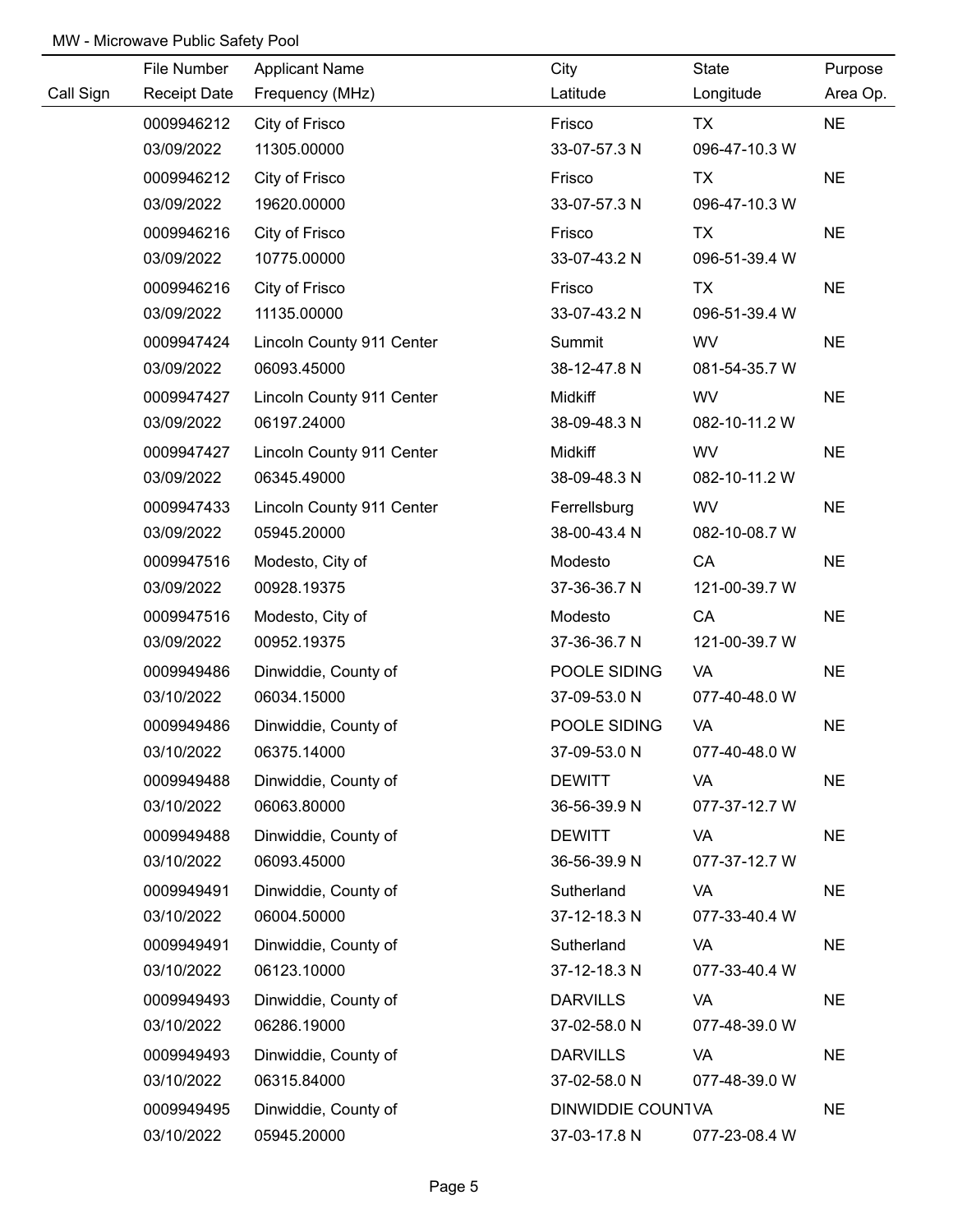MW - Microwave Public Safety Pool

| Call Sign | File Number<br>Receipt Date | Applicant Name<br>Frequency (MHz) | City<br>Latitude | State<br>Longitude | Purpose<br>Area Op. |
|---|---|---|---|---|---|
| | 0009946212<br>03/09/2022 | City of Frisco<br>11305.00000 | Frisco<br>33-07-57.3 N | TX<br>096-47-10.3 W | NE |
| | 0009946212<br>03/09/2022 | City of Frisco<br>19620.00000 | Frisco<br>33-07-57.3 N | TX<br>096-47-10.3 W | NE |
| | 0009946216<br>03/09/2022 | City of Frisco<br>10775.00000 | Frisco<br>33-07-43.2 N | TX<br>096-51-39.4 W | NE |
| | 0009946216<br>03/09/2022 | City of Frisco<br>11135.00000 | Frisco<br>33-07-43.2 N | TX<br>096-51-39.4 W | NE |
| | 0009947424<br>03/09/2022 | Lincoln County 911 Center<br>06093.45000 | Summit<br>38-12-47.8 N | WV<br>081-54-35.7 W | NE |
| | 0009947427<br>03/09/2022 | Lincoln County 911 Center<br>06197.24000 | Midkiff<br>38-09-48.3 N | WV<br>082-10-11.2 W | NE |
| | 0009947427<br>03/09/2022 | Lincoln County 911 Center<br>06345.49000 | Midkiff<br>38-09-48.3 N | WV<br>082-10-11.2 W | NE |
| | 0009947433<br>03/09/2022 | Lincoln County 911 Center<br>05945.20000 | Ferrellsburg<br>38-00-43.4 N | WV<br>082-10-08.7 W | NE |
| | 0009947516<br>03/09/2022 | Modesto, City of<br>00928.19375 | Modesto<br>37-36-36.7 N | CA<br>121-00-39.7 W | NE |
| | 0009947516<br>03/09/2022 | Modesto, City of<br>00952.19375 | Modesto<br>37-36-36.7 N | CA<br>121-00-39.7 W | NE |
| | 0009949486<br>03/10/2022 | Dinwiddie, County of<br>06034.15000 | POOLE SIDING<br>37-09-53.0 N | VA<br>077-40-48.0 W | NE |
| | 0009949486<br>03/10/2022 | Dinwiddie, County of<br>06375.14000 | POOLE SIDING<br>37-09-53.0 N | VA<br>077-40-48.0 W | NE |
| | 0009949488<br>03/10/2022 | Dinwiddie, County of<br>06063.80000 | DEWITT<br>36-56-39.9 N | VA<br>077-37-12.7 W | NE |
| | 0009949488<br>03/10/2022 | Dinwiddie, County of<br>06093.45000 | DEWITT<br>36-56-39.9 N | VA<br>077-37-12.7 W | NE |
| | 0009949491<br>03/10/2022 | Dinwiddie, County of<br>06004.50000 | Sutherland<br>37-12-18.3 N | VA<br>077-33-40.4 W | NE |
| | 0009949491<br>03/10/2022 | Dinwiddie, County of<br>06123.10000 | Sutherland<br>37-12-18.3 N | VA<br>077-33-40.4 W | NE |
| | 0009949493<br>03/10/2022 | Dinwiddie, County of<br>06286.19000 | DARVILLS<br>37-02-58.0 N | VA<br>077-48-39.0 W | NE |
| | 0009949493<br>03/10/2022 | Dinwiddie, County of<br>06315.84000 | DARVILLS<br>37-02-58.0 N | VA<br>077-48-39.0 W | NE |
| | 0009949495<br>03/10/2022 | Dinwiddie, County of<br>05945.20000 | DINWIDDIE COUNT<br>37-03-17.8 N | VA<br>077-23-08.4 W | NE |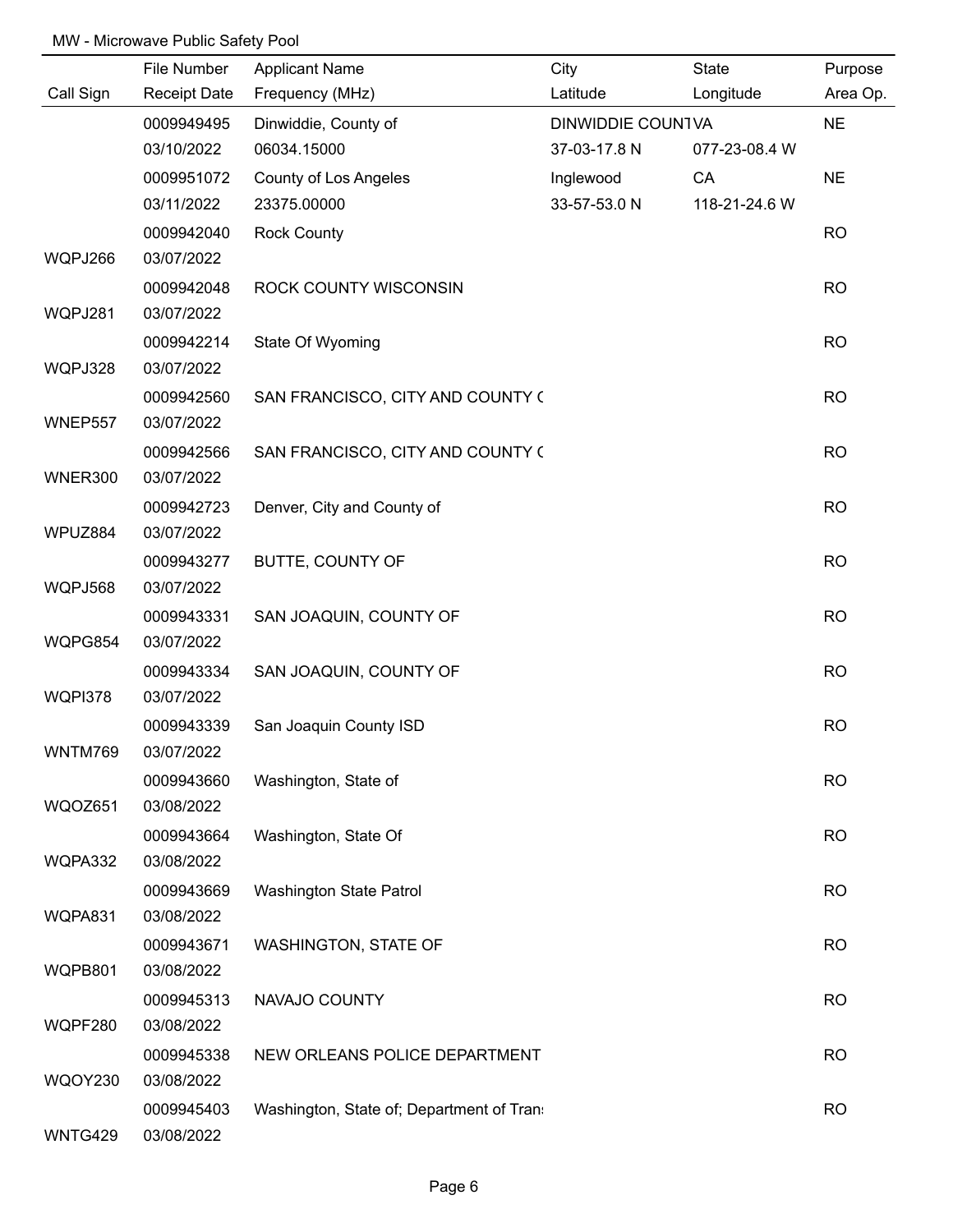MW - Microwave Public Safety Pool

| Call Sign | File Number / Receipt Date | Applicant Name / Frequency (MHz) | City / Latitude | State / Longitude | Purpose / Area Op. |
|---|---|---|---|---|---|
| | 0009949495 | Dinwiddie, County of | DINWIDDIE COUNT | VA | NE |
| | 03/10/2022 | 06034.15000 | 37-03-17.8 N | 077-23-08.4 W | |
| | 0009951072 | County of Los Angeles | Inglewood | CA | NE |
| | 03/11/2022 | 23375.00000 | 33-57-53.0 N | 118-21-24.6 W | |
| | 0009942040 | Rock County | | | RO |
| WQPJ266 | 03/07/2022 | | | | |
| | 0009942048 | ROCK COUNTY WISCONSIN | | | RO |
| WQPJ281 | 03/07/2022 | | | | |
| | 0009942214 | State Of Wyoming | | | RO |
| WQPJ328 | 03/07/2022 | | | | |
| | 0009942560 | SAN FRANCISCO, CITY AND COUNTY ( | | | RO |
| WNEP557 | 03/07/2022 | | | | |
| | 0009942566 | SAN FRANCISCO, CITY AND COUNTY ( | | | RO |
| WNER300 | 03/07/2022 | | | | |
| | 0009942723 | Denver, City and County of | | | RO |
| WPUZ884 | 03/07/2022 | | | | |
| | 0009943277 | BUTTE, COUNTY OF | | | RO |
| WQPJ568 | 03/07/2022 | | | | |
| | 0009943331 | SAN JOAQUIN, COUNTY OF | | | RO |
| WQPG854 | 03/07/2022 | | | | |
| | 0009943334 | SAN JOAQUIN, COUNTY OF | | | RO |
| WQPI378 | 03/07/2022 | | | | |
| | 0009943339 | San Joaquin County ISD | | | RO |
| WNTM769 | 03/07/2022 | | | | |
| | 0009943660 | Washington, State of | | | RO |
| WQOZ651 | 03/08/2022 | | | | |
| | 0009943664 | Washington, State Of | | | RO |
| WQPA332 | 03/08/2022 | | | | |
| | 0009943669 | Washington State Patrol | | | RO |
| WQPA831 | 03/08/2022 | | | | |
| | 0009943671 | WASHINGTON, STATE OF | | | RO |
| WQPB801 | 03/08/2022 | | | | |
| | 0009945313 | NAVAJO COUNTY | | | RO |
| WQPF280 | 03/08/2022 | | | | |
| | 0009945338 | NEW ORLEANS POLICE DEPARTMENT | | | RO |
| WQOY230 | 03/08/2022 | | | | |
| | 0009945403 | Washington, State of; Department of Trans | | | RO |
| WNTG429 | 03/08/2022 | | | | |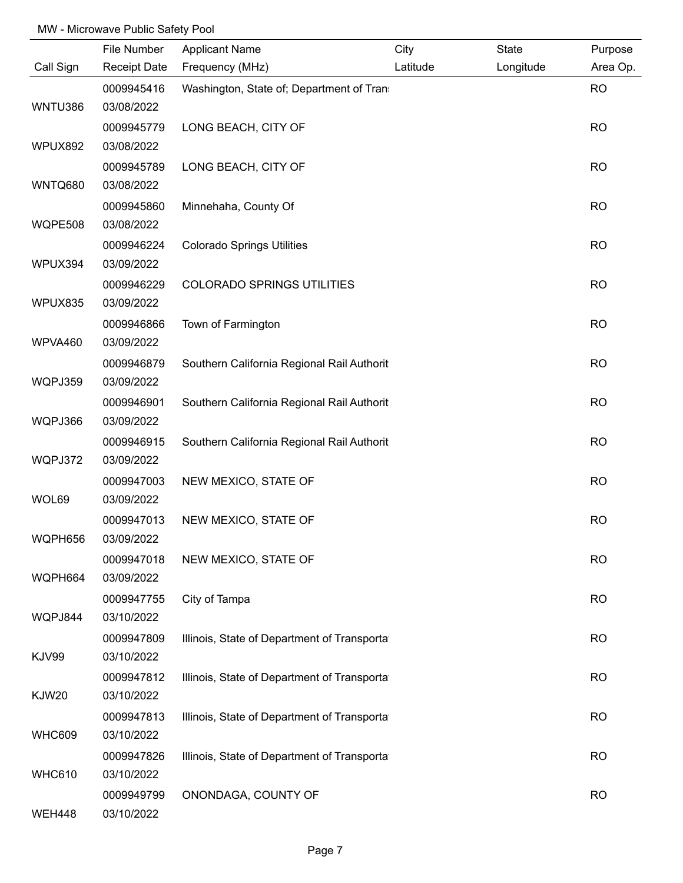MW - Microwave Public Safety Pool

| Call Sign | File Number<br>Receipt Date | Applicant Name<br>Frequency (MHz) | City<br>Latitude | State<br>Longitude | Purpose<br>Area Op. |
|---|---|---|---|---|---|
| WNTU386 | 0009945416<br>03/08/2022 | Washington, State of; Department of Trans | | | RO |
| WPUX892 | 0009945779<br>03/08/2022 | LONG BEACH, CITY OF | | | RO |
| WNTQ680 | 0009945789<br>03/08/2022 | LONG BEACH, CITY OF | | | RO |
| WQPE508 | 0009945860<br>03/08/2022 | Minnehaha, County Of | | | RO |
| WPUX394 | 0009946224<br>03/09/2022 | Colorado Springs Utilities | | | RO |
| WPUX835 | 0009946229<br>03/09/2022 | COLORADO SPRINGS UTILITIES | | | RO |
| WPVA460 | 0009946866<br>03/09/2022 | Town of Farmington | | | RO |
| WQPJ359 | 0009946879<br>03/09/2022 | Southern California Regional Rail Authorit | | | RO |
| WQPJ366 | 0009946901<br>03/09/2022 | Southern California Regional Rail Authorit | | | RO |
| WQPJ372 | 0009946915<br>03/09/2022 | Southern California Regional Rail Authorit | | | RO |
| WOL69 | 0009947003<br>03/09/2022 | NEW MEXICO, STATE OF | | | RO |
| WQPH656 | 0009947013<br>03/09/2022 | NEW MEXICO, STATE OF | | | RO |
| WQPH664 | 0009947018<br>03/09/2022 | NEW MEXICO, STATE OF | | | RO |
| WQPJ844 | 0009947755<br>03/10/2022 | City of Tampa | | | RO |
| KJV99 | 0009947809<br>03/10/2022 | Illinois, State of Department of Transporta | | | RO |
| KJW20 | 0009947812<br>03/10/2022 | Illinois, State of Department of Transporta | | | RO |
| WHC609 | 0009947813<br>03/10/2022 | Illinois, State of Department of Transporta | | | RO |
| WHC610 | 0009947826<br>03/10/2022 | Illinois, State of Department of Transporta | | | RO |
| WEH448 | 0009949799<br>03/10/2022 | ONONDAGA, COUNTY OF | | | RO |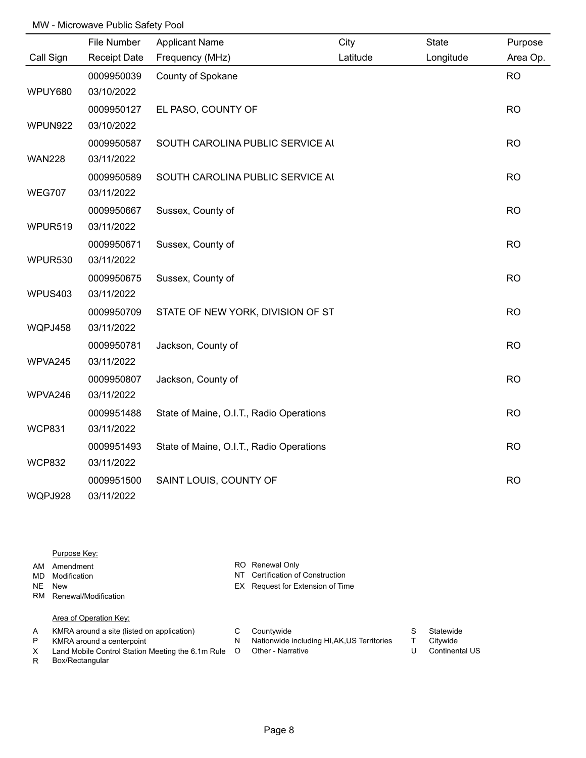MW - Microwave Public Safety Pool

| Call Sign | File Number<br>Receipt Date | Applicant Name<br>Frequency (MHz) | City<br>Latitude | State<br>Longitude | Purpose<br>Area Op. |
|---|---|---|---|---|---|
| WPUY680 | 0009950039<br>03/10/2022 | County of Spokane | | | RO |
| WPUN922 | 0009950127<br>03/10/2022 | EL PASO, COUNTY OF | | | RO |
| WAN228 | 0009950587<br>03/11/2022 | SOUTH CAROLINA PUBLIC SERVICE AU | | | RO |
| WEG707 | 0009950589<br>03/11/2022 | SOUTH CAROLINA PUBLIC SERVICE AU | | | RO |
| WPUR519 | 0009950667<br>03/11/2022 | Sussex, County of | | | RO |
| WPUR530 | 0009950671<br>03/11/2022 | Sussex, County of | | | RO |
| WPUS403 | 0009950675<br>03/11/2022 | Sussex, County of | | | RO |
| WQPJ458 | 0009950709<br>03/11/2022 | STATE OF NEW YORK, DIVISION OF ST | | | RO |
| WPVA245 | 0009950781<br>03/11/2022 | Jackson, County of | | | RO |
| WPVA246 | 0009950807<br>03/11/2022 | Jackson, County of | | | RO |
| WCP831 | 0009951488<br>03/11/2022 | State of Maine, O.I.T., Radio Operations | | | RO |
| WCP832 | 0009951493<br>03/11/2022 | State of Maine, O.I.T., Radio Operations | | | RO |
| WQPJ928 | 0009951500<br>03/11/2022 | SAINT LOUIS, COUNTY OF | | | RO |

Purpose Key:

- AM Amendment
- MD Modification
- NE New
- RM Renewal/Modification
- RO Renewal Only
- NT Certification of Construction
- EX Request for Extension of Time

Area of Operation Key:

- A KMRA around a site (listed on application)
- P KMRA around a centerpoint
- X Land Mobile Control Station Meeting the 6.1m Rule
- R Box/Rectangular
- C Countywide
- N Nationwide including HI,AK,US Territories
- O Other - Narrative
- S Statewide
- T Citywide
- U Continental US